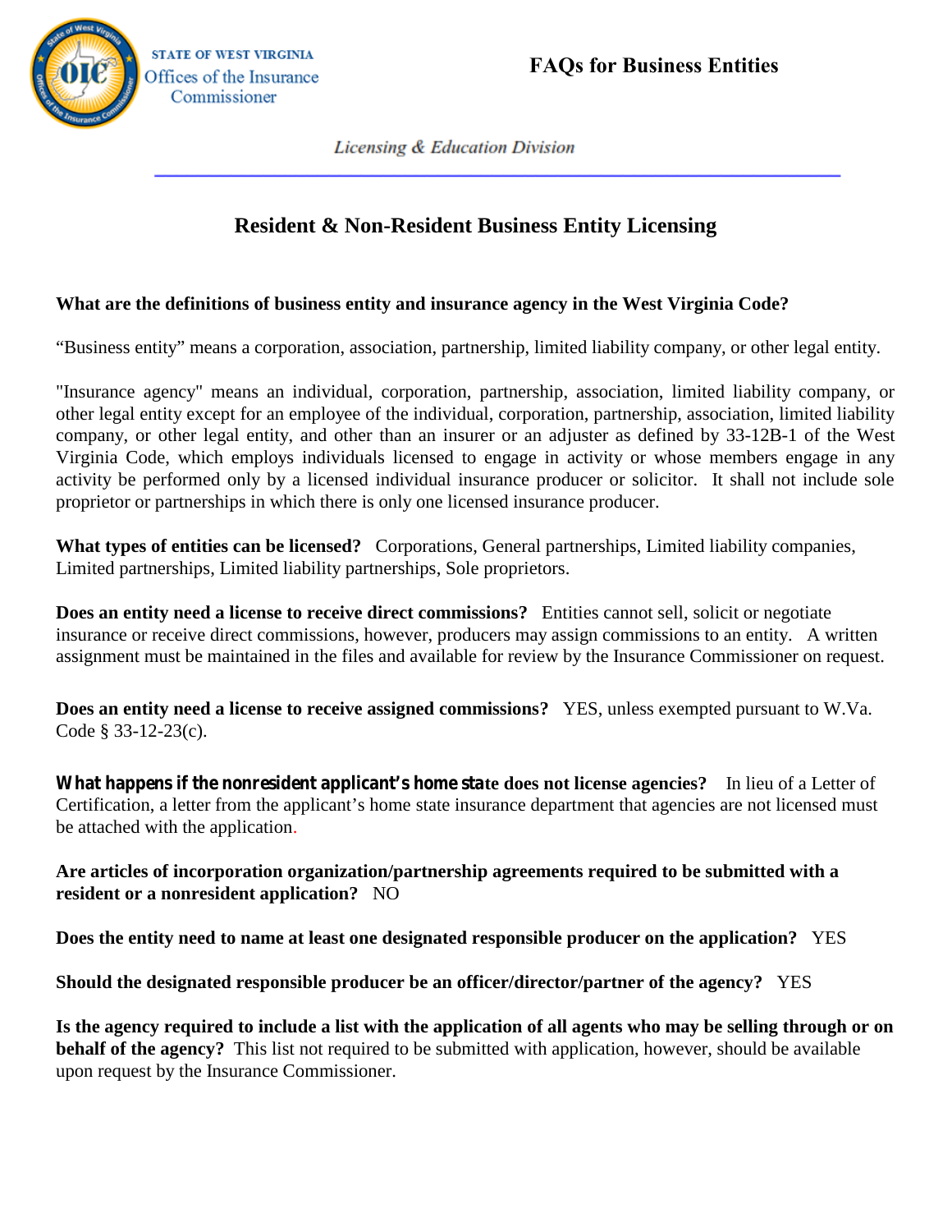STATE OF WEST VIRGINIA
Offices of the Insurance Commissioner

# FAQs for Business Entities

*Licensing & Education Division*

## Resident & Non-Resident Business Entity Licensing

**What are the definitions of business entity and insurance agency in the West Virginia Code?**

"Business entity" means a corporation, association, partnership, limited liability company, or other legal entity.

"Insurance agency" means an individual, corporation, partnership, association, limited liability company, or other legal entity except for an employee of the individual, corporation, partnership, association, limited liability company, or other legal entity, and other than an insurer or an adjuster as defined by 33-12B-1 of the West Virginia Code, which employs individuals licensed to engage in activity or whose members engage in any activity be performed only by a licensed individual insurance producer or solicitor. It shall not include sole proprietor or partnerships in which there is only one licensed insurance producer.

**What types of entities can be licensed?** Corporations, General partnerships, Limited liability companies, Limited partnerships, Limited liability partnerships, Sole proprietors.

**Does an entity need a license to receive direct commissions?** Entities cannot sell, solicit or negotiate insurance or receive direct commissions, however, producers may assign commissions to an entity. A written assignment must be maintained in the files and available for review by the Insurance Commissioner on request.

**Does an entity need a license to receive assigned commissions?** YES, unless exempted pursuant to W.Va. Code § 33-12-23(c).

**What happens if the nonresident applicant's home state does not license agencies?** In lieu of a Letter of Certification, a letter from the applicant's home state insurance department that agencies are not licensed must be attached with the application.

**Are articles of incorporation organization/partnership agreements required to be submitted with a resident or a nonresident application?** NO

**Does the entity need to name at least one designated responsible producer on the application?** YES

**Should the designated responsible producer be an officer/director/partner of the agency?** YES

**Is the agency required to include a list with the application of all agents who may be selling through or on behalf of the agency?** This list not required to be submitted with application, however, should be available upon request by the Insurance Commissioner.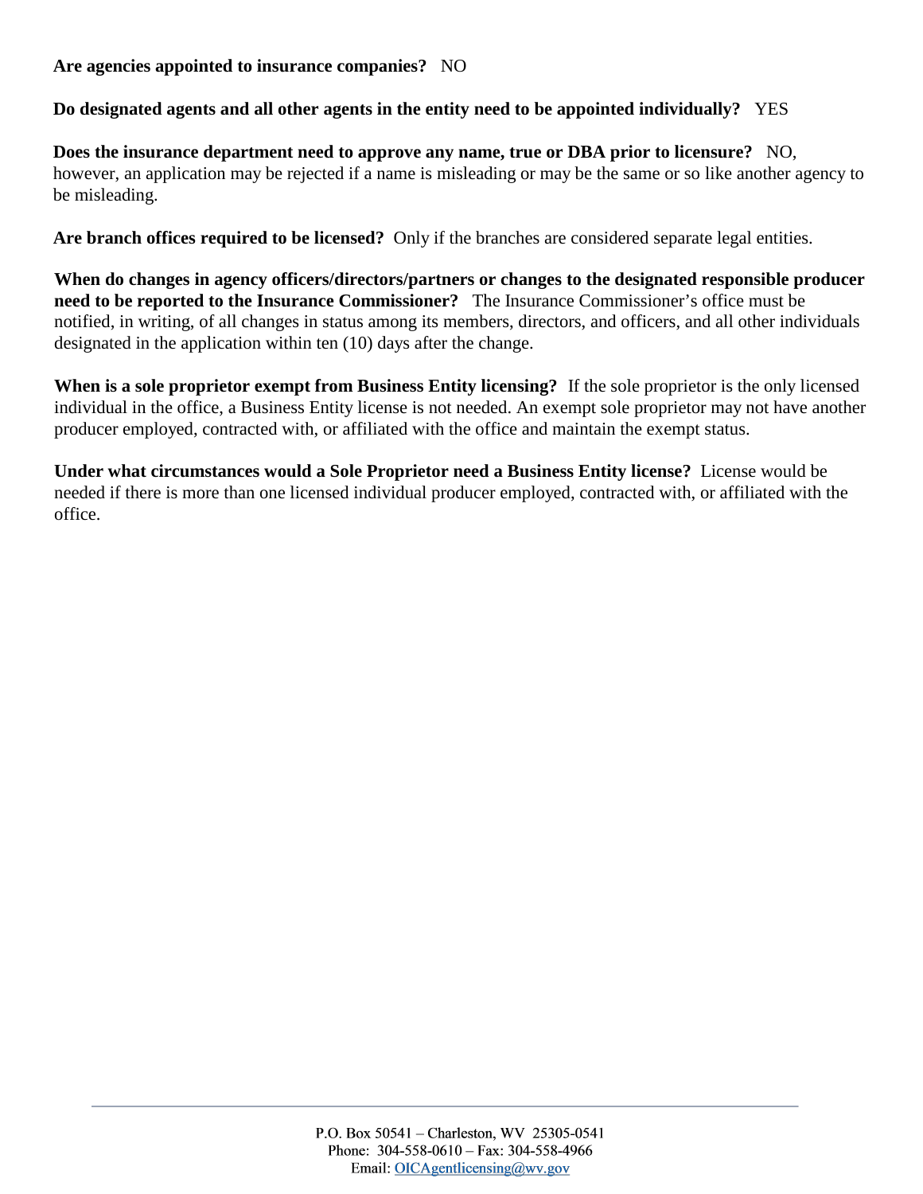**Are agencies appointed to insurance companies?** NO

**Do designated agents and all other agents in the entity need to be appointed individually?** YES

**Does the insurance department need to approve any name, true or DBA prior to licensure?** NO, however, an application may be rejected if a name is misleading or may be the same or so like another agency to be misleading.

**Are branch offices required to be licensed?** Only if the branches are considered separate legal entities.

**When do changes in agency officers/directors/partners or changes to the designated responsible producer need to be reported to the Insurance Commissioner?** The Insurance Commissioner's office must be notified, in writing, of all changes in status among its members, directors, and officers, and all other individuals designated in the application within ten (10) days after the change.

**When is a sole proprietor exempt from Business Entity licensing?** If the sole proprietor is the only licensed individual in the office, a Business Entity license is not needed. An exempt sole proprietor may not have another producer employed, contracted with, or affiliated with the office and maintain the exempt status.

**Under what circumstances would a Sole Proprietor need a Business Entity license?** License would be needed if there is more than one licensed individual producer employed, contracted with, or affiliated with the office.